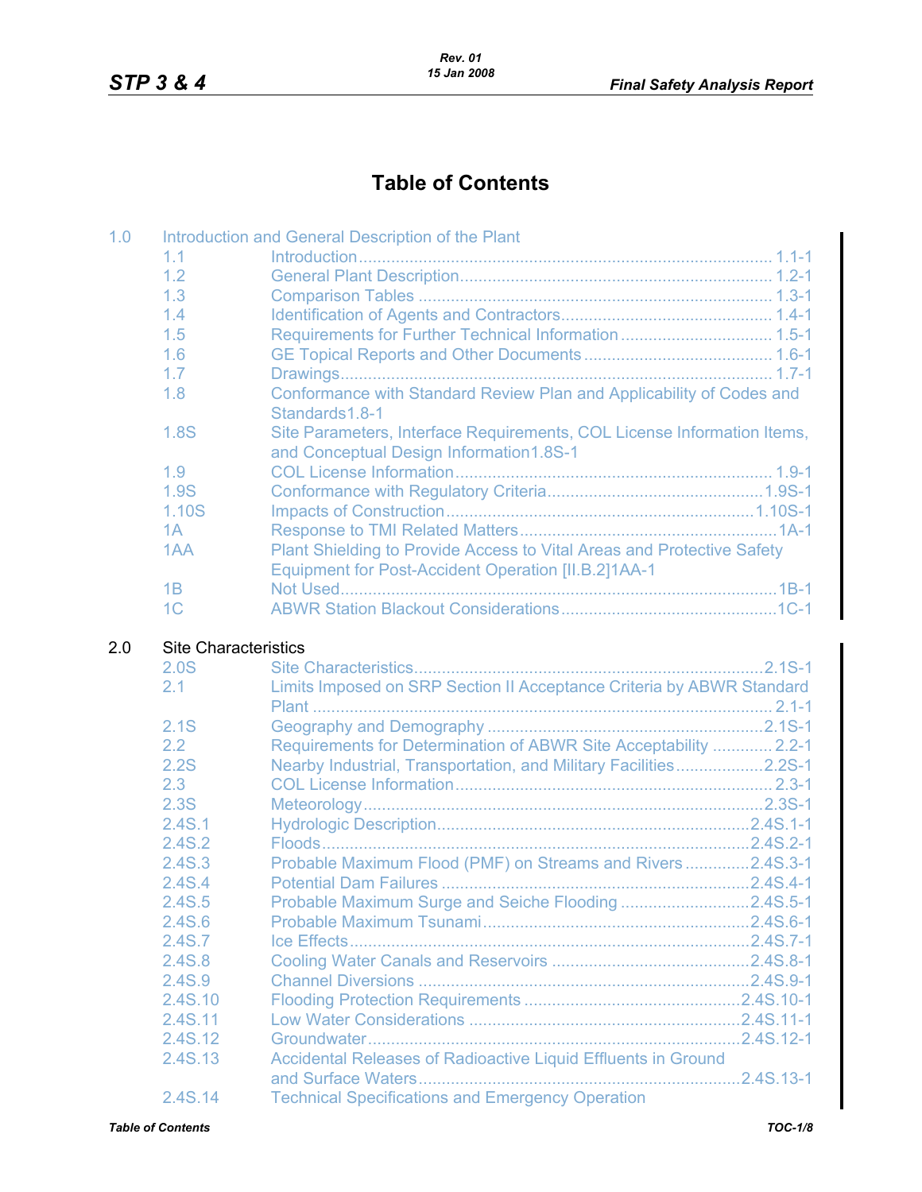# Table of Contents

| | | | |
|---|---|---|---|
| 1.0 | Introduction and General Description of the Plant | | |
| | 1.1 | Introduction | 1.1-1 |
| | 1.2 | General Plant Description | 1.2-1 |
| | 1.3 | Comparison Tables | 1.3-1 |
| | 1.4 | Identification of Agents and Contractors | 1.4-1 |
| | 1.5 | Requirements for Further Technical Information | 1.5-1 |
| | 1.6 | GE Topical Reports and Other Documents | 1.6-1 |
| | 1.7 | Drawings | 1.7-1 |
| | 1.8 | Conformance with Standard Review Plan and Applicability of Codes and Standards | 1.8-1 |
| | 1.8S | Site Parameters, Interface Requirements, COL License Information Items, and Conceptual Design Information | 1.8S-1 |
| | 1.9 | COL License Information | 1.9-1 |
| | 1.9S | Conformance with Regulatory Criteria | 1.9S-1 |
| | 1.10S | Impacts of Construction | 1.10S-1 |
| | 1A | Response to TMI Related Matters | 1A-1 |
| | 1AA | Plant Shielding to Provide Access to Vital Areas and Protective Safety Equipment for Post-Accident Operation [II.B.2] | 1AA-1 |
| | 1B | Not Used | 1B-1 |
| | 1C | ABWR Station Blackout Considerations | 1C-1 |
| 2.0 | Site Characteristics | | |
| | 2.0S | Site Characteristics | 2.1S-1 |
| | 2.1 | Limits Imposed on SRP Section II Acceptance Criteria by ABWR Standard Plant | 2.1-1 |
| | 2.1S | Geography and Demography | 2.1S-1 |
| | 2.2 | Requirements for Determination of ABWR Site Acceptability | 2.2-1 |
| | 2.2S | Nearby Industrial, Transportation, and Military Facilities | 2.2S-1 |
| | 2.3 | COL License Information | 2.3-1 |
| | 2.3S | Meteorology | 2.3S-1 |
| | 2.4S.1 | Hydrologic Description | 2.4S.1-1 |
| | 2.4S.2 | Floods | 2.4S.2-1 |
| | 2.4S.3 | Probable Maximum Flood (PMF) on Streams and Rivers | 2.4S.3-1 |
| | 2.4S.4 | Potential Dam Failures | 2.4S.4-1 |
| | 2.4S.5 | Probable Maximum Surge and Seiche Flooding | 2.4S.5-1 |
| | 2.4S.6 | Probable Maximum Tsunami | 2.4S.6-1 |
| | 2.4S.7 | Ice Effects | 2.4S.7-1 |
| | 2.4S.8 | Cooling Water Canals and Reservoirs | 2.4S.8-1 |
| | 2.4S.9 | Channel Diversions | 2.4S.9-1 |
| | 2.4S.10 | Flooding Protection Requirements | 2.4S.10-1 |
| | 2.4S.11 | Low Water Considerations | 2.4S.11-1 |
| | 2.4S.12 | Groundwater | 2.4S.12-1 |
| | 2.4S.13 | Accidental Releases of Radioactive Liquid Effluents in Ground and Surface Waters | 2.4S.13-1 |
| | 2.4S.14 | Technical Specifications and Emergency Operation | |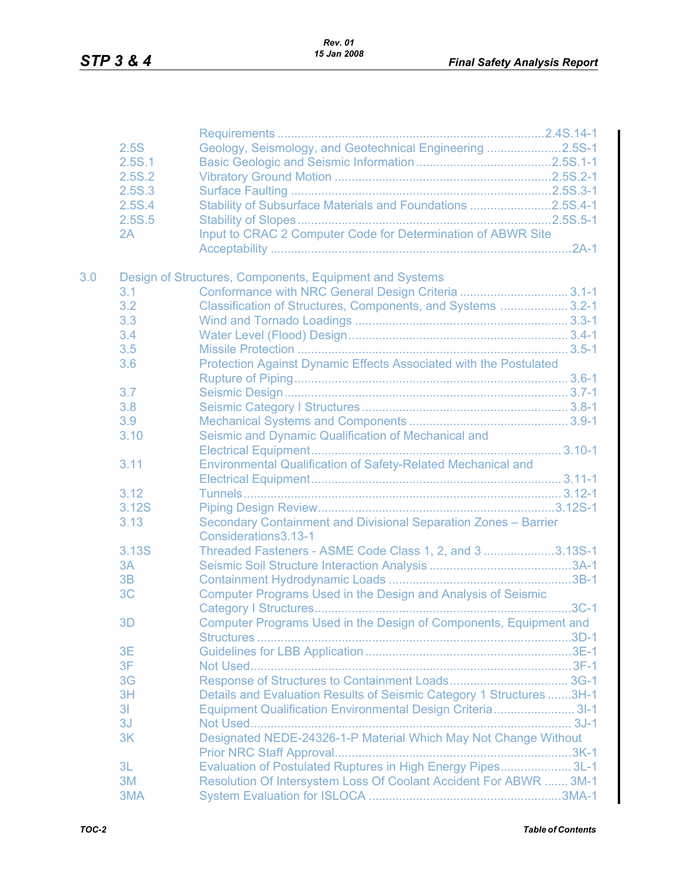| | | |
|---|---|---|
| | Requirements | 2.4S.14-1 |
| 2.5S | Geology, Seismology, and Geotechnical Engineering | 2.5S-1 |
| 2.5S.1 | Basic Geologic and Seismic Information | 2.5S.1-1 |
| 2.5S.2 | Vibratory Ground Motion | 2.5S.2-1 |
| 2.5S.3 | Surface Faulting | 2.5S.3-1 |
| 2.5S.4 | Stability of Subsurface Materials and Foundations | 2.5S.4-1 |
| 2.5S.5 | Stability of Slopes | 2.5S.5-1 |
| 2A | Input to CRAC 2 Computer Code for Determination of ABWR Site Acceptability | 2A-1 |

3.0 Design of Structures, Components, Equipment and Systems

| | | |
|---|---|---|
| 3.1 | Conformance with NRC General Design Criteria | 3.1-1 |
| 3.2 | Classification of Structures, Components, and Systems | 3.2-1 |
| 3.3 | Wind and Tornado Loadings | 3.3-1 |
| 3.4 | Water Level (Flood) Design | 3.4-1 |
| 3.5 | Missile Protection | 3.5-1 |
| 3.6 | Protection Against Dynamic Effects Associated with the Postulated Rupture of Piping | 3.6-1 |
| 3.7 | Seismic Design | 3.7-1 |
| 3.8 | Seismic Category I Structures | 3.8-1 |
| 3.9 | Mechanical Systems and Components | 3.9-1 |
| 3.10 | Seismic and Dynamic Qualification of Mechanical and Electrical Equipment | 3.10-1 |
| 3.11 | Environmental Qualification of Safety-Related Mechanical and Electrical Equipment | 3.11-1 |
| 3.12 | Tunnels | 3.12-1 |
| 3.12S | Piping Design Review | 3.12S-1 |
| 3.13 | Secondary Containment and Divisional Separation Zones – Barrier Considerations | 3.13-1 |
| 3.13S | Threaded Fasteners - ASME Code Class 1, 2, and 3 | 3.13S-1 |
| 3A | Seismic Soil Structure Interaction Analysis | 3A-1 |
| 3B | Containment Hydrodynamic Loads | 3B-1 |
| 3C | Computer Programs Used in the Design and Analysis of Seismic Category I Structures | 3C-1 |
| 3D | Computer Programs Used in the Design of Components, Equipment and Structures | 3D-1 |
| 3E | Guidelines for LBB Application | 3E-1 |
| 3F | Not Used | 3F-1 |
| 3G | Response of Structures to Containment Loads | 3G-1 |
| 3H | Details and Evaluation Results of Seismic Category 1 Structures | 3H-1 |
| 3I | Equipment Qualification Environmental Design Criteria | 3I-1 |
| 3J | Not Used | 3J-1 |
| 3K | Designated NEDE-24326-1-P Material Which May Not Change Without Prior NRC Staff Approval | 3K-1 |
| 3L | Evaluation of Postulated Ruptures in High Energy Pipes | 3L-1 |
| 3M | Resolution Of Intersystem Loss Of Coolant Accident For ABWR | 3M-1 |
| 3MA | System Evaluation for ISLOCA | 3MA-1 |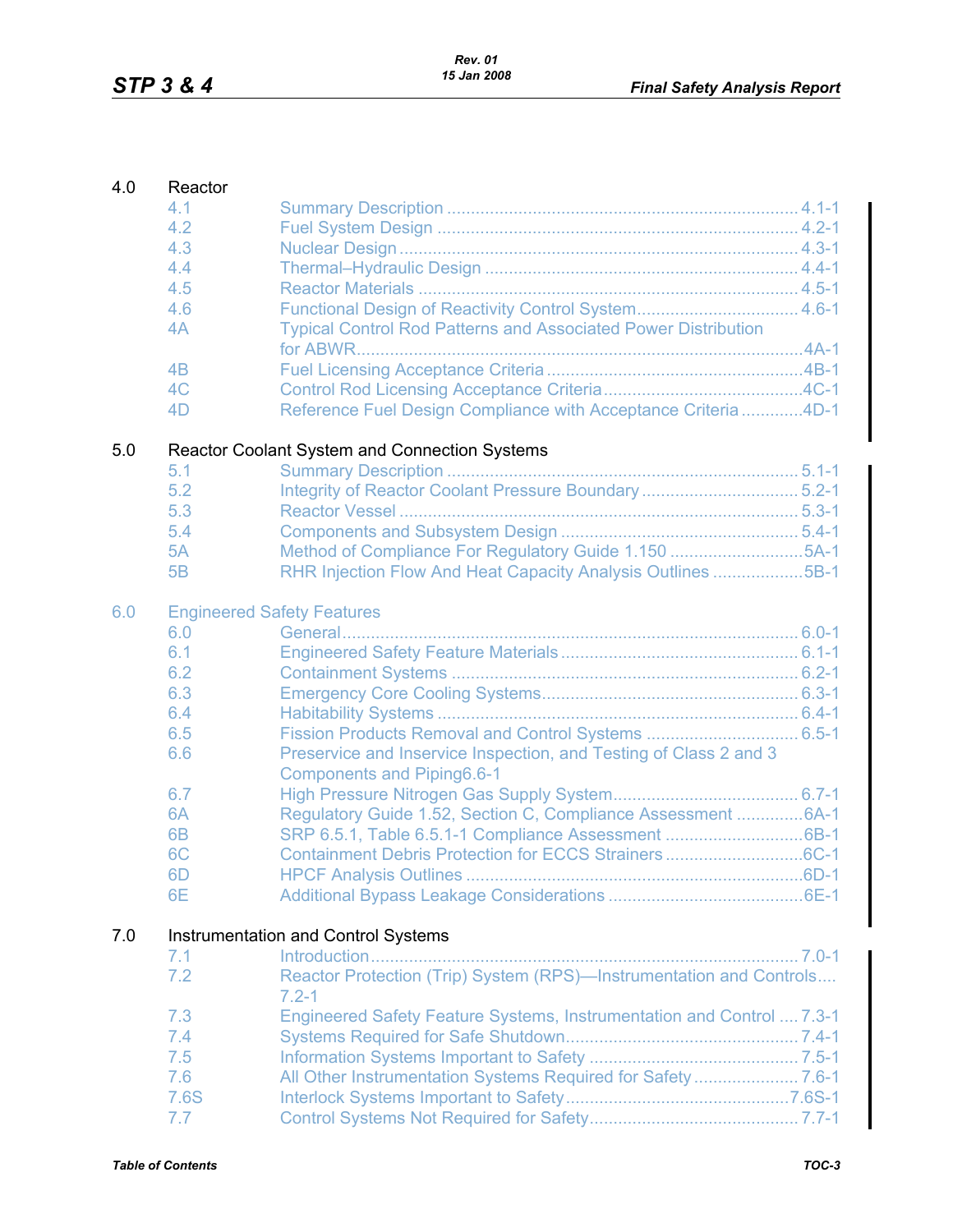| | | |
|---|---|---|
| **4.0** | **Reactor** | |
| 4.1 | Summary Description | 4.1-1 |
| 4.2 | Fuel System Design | 4.2-1 |
| 4.3 | Nuclear Design | 4.3-1 |
| 4.4 | Thermal–Hydraulic Design | 4.4-1 |
| 4.5 | Reactor Materials | 4.5-1 |
| 4.6 | Functional Design of Reactivity Control System | 4.6-1 |
| 4A | Typical Control Rod Patterns and Associated Power Distribution for ABWR | 4A-1 |
| 4B | Fuel Licensing Acceptance Criteria | 4B-1 |
| 4C | Control Rod Licensing Acceptance Criteria | 4C-1 |
| 4D | Reference Fuel Design Compliance with Acceptance Criteria | 4D-1 |
| **5.0** | **Reactor Coolant System and Connection Systems** | |
| 5.1 | Summary Description | 5.1-1 |
| 5.2 | Integrity of Reactor Coolant Pressure Boundary | 5.2-1 |
| 5.3 | Reactor Vessel | 5.3-1 |
| 5.4 | Components and Subsystem Design | 5.4-1 |
| 5A | Method of Compliance For Regulatory Guide 1.150 | 5A-1 |
| 5B | RHR Injection Flow And Heat Capacity Analysis Outlines | 5B-1 |
| **6.0** | **Engineered Safety Features** | |
| 6.0 | General | 6.0-1 |
| 6.1 | Engineered Safety Feature Materials | 6.1-1 |
| 6.2 | Containment Systems | 6.2-1 |
| 6.3 | Emergency Core Cooling Systems | 6.3-1 |
| 6.4 | Habitability Systems | 6.4-1 |
| 6.5 | Fission Products Removal and Control Systems | 6.5-1 |
| 6.6 | Preservice and Inservice Inspection, and Testing of Class 2 and 3 Components and Piping | 6.6-1 |
| 6.7 | High Pressure Nitrogen Gas Supply System | 6.7-1 |
| 6A | Regulatory Guide 1.52, Section C, Compliance Assessment | 6A-1 |
| 6B | SRP 6.5.1, Table 6.5.1-1 Compliance Assessment | 6B-1 |
| 6C | Containment Debris Protection for ECCS Strainers | 6C-1 |
| 6D | HPCF Analysis Outlines | 6D-1 |
| 6E | Additional Bypass Leakage Considerations | 6E-1 |
| **7.0** | **Instrumentation and Control Systems** | |
| 7.1 | Introduction | 7.0-1 |
| 7.2 | Reactor Protection (Trip) System (RPS)—Instrumentation and Controls | 7.2-1 |
| 7.3 | Engineered Safety Feature Systems, Instrumentation and Control | 7.3-1 |
| 7.4 | Systems Required for Safe Shutdown | 7.4-1 |
| 7.5 | Information Systems Important to Safety | 7.5-1 |
| 7.6 | All Other Instrumentation Systems Required for Safety | 7.6-1 |
| 7.6S | Interlock Systems Important to Safety | 7.6S-1 |
| 7.7 | Control Systems Not Required for Safety | 7.7-1 |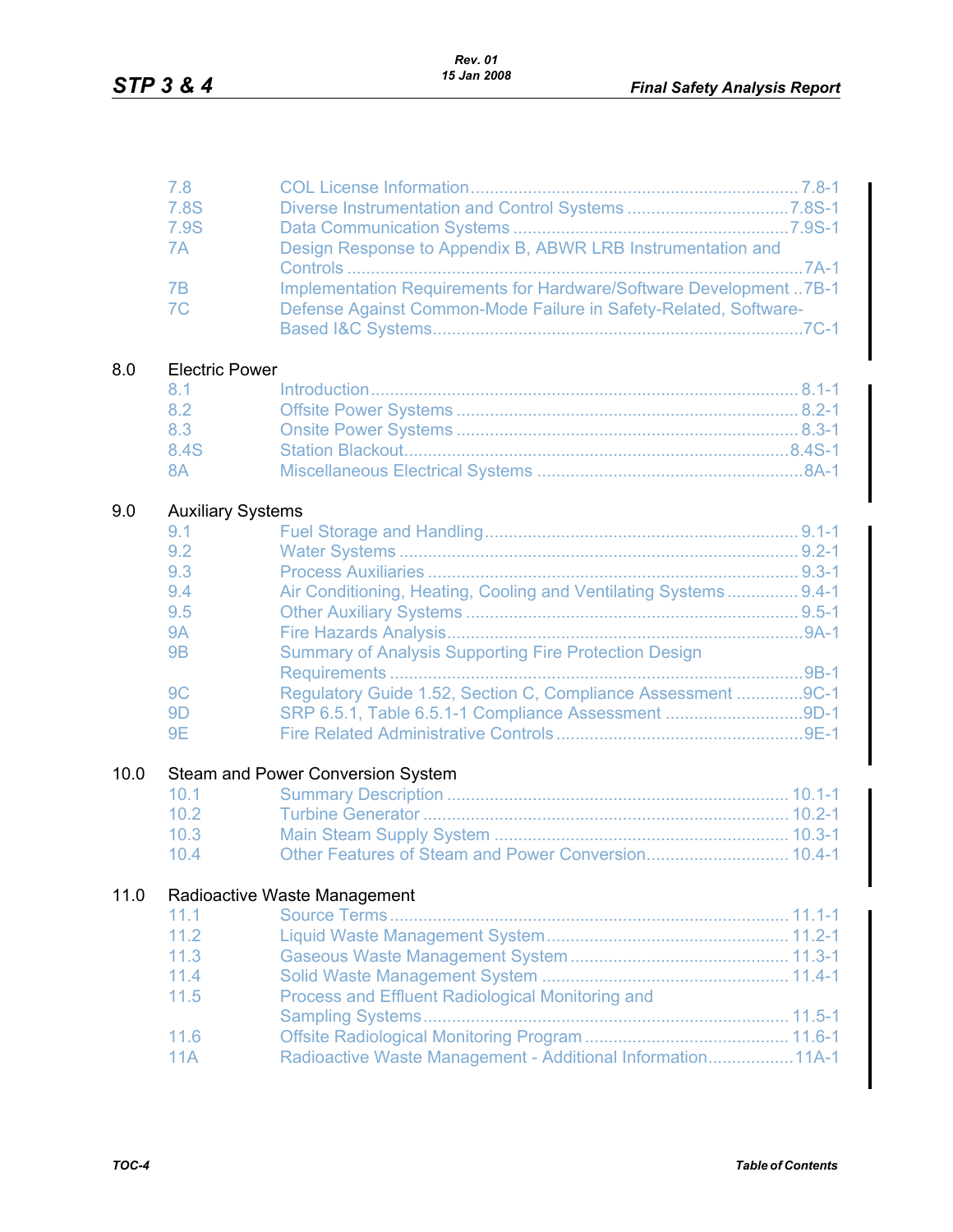| | | |
|---|---|---|
| 7.8 | COL License Information | 7.8-1 |
| 7.8S | Diverse Instrumentation and Control Systems | 7.8S-1 |
| 7.9S | Data Communication Systems | 7.9S-1 |
| 7A | Design Response to Appendix B, ABWR LRB Instrumentation and Controls | 7A-1 |
| 7B | Implementation Requirements for Hardware/Software Development | 7B-1 |
| 7C | Defense Against Common-Mode Failure in Safety-Related, Software-Based I&C Systems | 7C-1 |

**8.0 Electric Power**

| | | |
|---|---|---|
| 8.1 | Introduction | 8.1-1 |
| 8.2 | Offsite Power Systems | 8.2-1 |
| 8.3 | Onsite Power Systems | 8.3-1 |
| 8.4S | Station Blackout | 8.4S-1 |
| 8A | Miscellaneous Electrical Systems | 8A-1 |

**9.0 Auxiliary Systems**

| | | |
|---|---|---|
| 9.1 | Fuel Storage and Handling | 9.1-1 |
| 9.2 | Water Systems | 9.2-1 |
| 9.3 | Process Auxiliaries | 9.3-1 |
| 9.4 | Air Conditioning, Heating, Cooling and Ventilating Systems | 9.4-1 |
| 9.5 | Other Auxiliary Systems | 9.5-1 |
| 9A | Fire Hazards Analysis | 9A-1 |
| 9B | Summary of Analysis Supporting Fire Protection Design Requirements | 9B-1 |
| 9C | Regulatory Guide 1.52, Section C, Compliance Assessment | 9C-1 |
| 9D | SRP 6.5.1, Table 6.5.1-1 Compliance Assessment | 9D-1 |
| 9E | Fire Related Administrative Controls | 9E-1 |

**10.0 Steam and Power Conversion System**

| | | |
|---|---|---|
| 10.1 | Summary Description | 10.1-1 |
| 10.2 | Turbine Generator | 10.2-1 |
| 10.3 | Main Steam Supply System | 10.3-1 |
| 10.4 | Other Features of Steam and Power Conversion | 10.4-1 |

**11.0 Radioactive Waste Management**

| | | |
|---|---|---|
| 11.1 | Source Terms | 11.1-1 |
| 11.2 | Liquid Waste Management System | 11.2-1 |
| 11.3 | Gaseous Waste Management System | 11.3-1 |
| 11.4 | Solid Waste Management System | 11.4-1 |
| 11.5 | Process and Effluent Radiological Monitoring and Sampling Systems | 11.5-1 |
| 11.6 | Offsite Radiological Monitoring Program | 11.6-1 |
| 11A | Radioactive Waste Management - Additional Information | 11A-1 |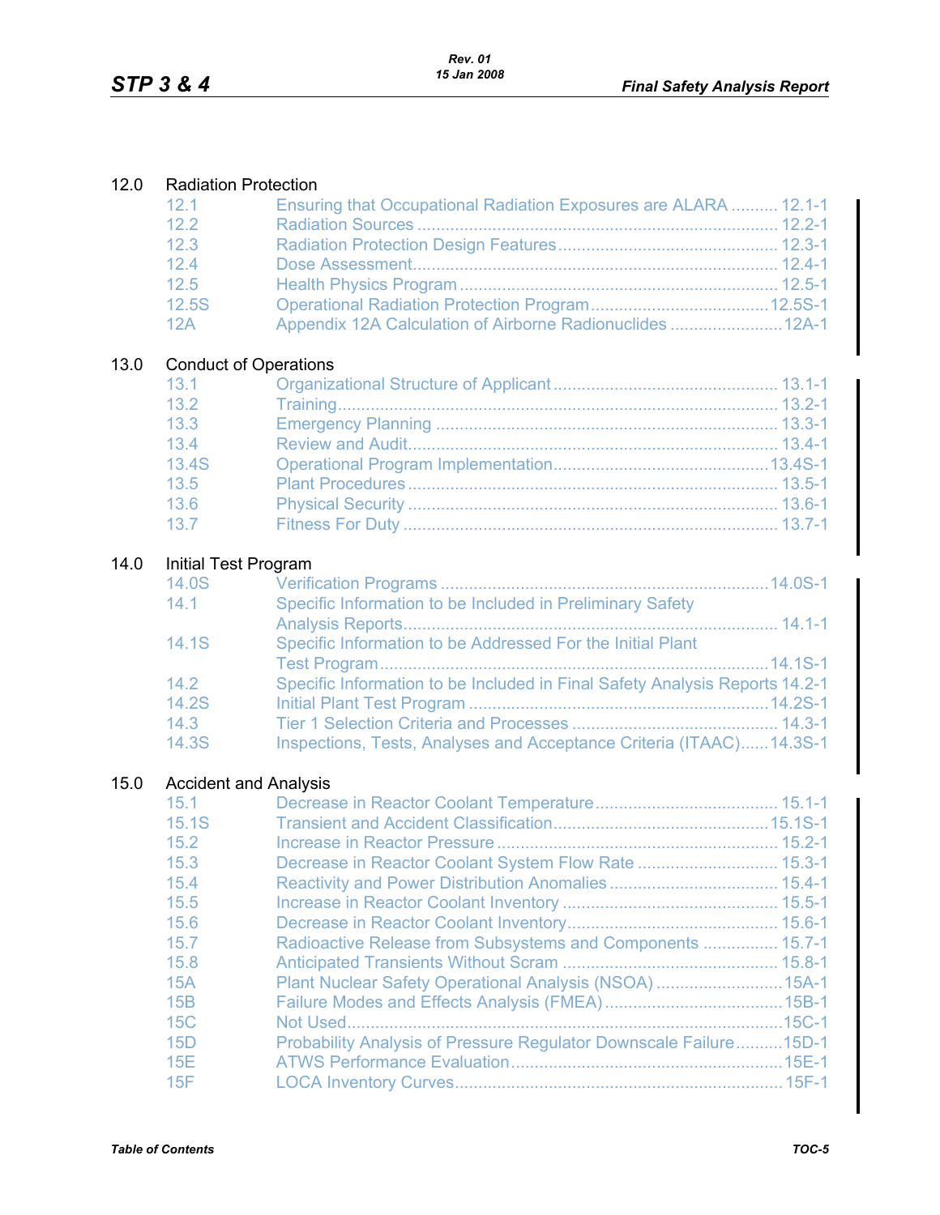12.0 Radiation Protection

| | | |
|---|---|---|
| 12.1 | Ensuring that Occupational Radiation Exposures are ALARA | 12.1-1 |
| 12.2 | Radiation Sources | 12.2-1 |
| 12.3 | Radiation Protection Design Features | 12.3-1 |
| 12.4 | Dose Assessment | 12.4-1 |
| 12.5 | Health Physics Program | 12.5-1 |
| 12.5S | Operational Radiation Protection Program | 12.5S-1 |
| 12A | Appendix 12A Calculation of Airborne Radionuclides | 12A-1 |

13.0 Conduct of Operations

| | | |
|---|---|---|
| 13.1 | Organizational Structure of Applicant | 13.1-1 |
| 13.2 | Training | 13.2-1 |
| 13.3 | Emergency Planning | 13.3-1 |
| 13.4 | Review and Audit | 13.4-1 |
| 13.4S | Operational Program Implementation | 13.4S-1 |
| 13.5 | Plant Procedures | 13.5-1 |
| 13.6 | Physical Security | 13.6-1 |
| 13.7 | Fitness For Duty | 13.7-1 |

14.0 Initial Test Program

| | | |
|---|---|---|
| 14.0S | Verification Programs | 14.0S-1 |
| 14.1 | Specific Information to be Included in Preliminary Safety Analysis Reports | 14.1-1 |
| 14.1S | Specific Information to be Addressed For the Initial Plant Test Program | 14.1S-1 |
| 14.2 | Specific Information to be Included in Final Safety Analysis Reports | 14.2-1 |
| 14.2S | Initial Plant Test Program | 14.2S-1 |
| 14.3 | Tier 1 Selection Criteria and Processes | 14.3-1 |
| 14.3S | Inspections, Tests, Analyses and Acceptance Criteria (ITAAC) | 14.3S-1 |

15.0 Accident and Analysis

| | | |
|---|---|---|
| 15.1 | Decrease in Reactor Coolant Temperature | 15.1-1 |
| 15.1S | Transient and Accident Classification | 15.1S-1 |
| 15.2 | Increase in Reactor Pressure | 15.2-1 |
| 15.3 | Decrease in Reactor Coolant System Flow Rate | 15.3-1 |
| 15.4 | Reactivity and Power Distribution Anomalies | 15.4-1 |
| 15.5 | Increase in Reactor Coolant Inventory | 15.5-1 |
| 15.6 | Decrease in Reactor Coolant Inventory | 15.6-1 |
| 15.7 | Radioactive Release from Subsystems and Components | 15.7-1 |
| 15.8 | Anticipated Transients Without Scram | 15.8-1 |
| 15A | Plant Nuclear Safety Operational Analysis (NSOA) | 15A-1 |
| 15B | Failure Modes and Effects Analysis (FMEA) | 15B-1 |
| 15C | Not Used | 15C-1 |
| 15D | Probability Analysis of Pressure Regulator Downscale Failure | 15D-1 |
| 15E | ATWS Performance Evaluation | 15E-1 |
| 15F | LOCA Inventory Curves | 15F-1 |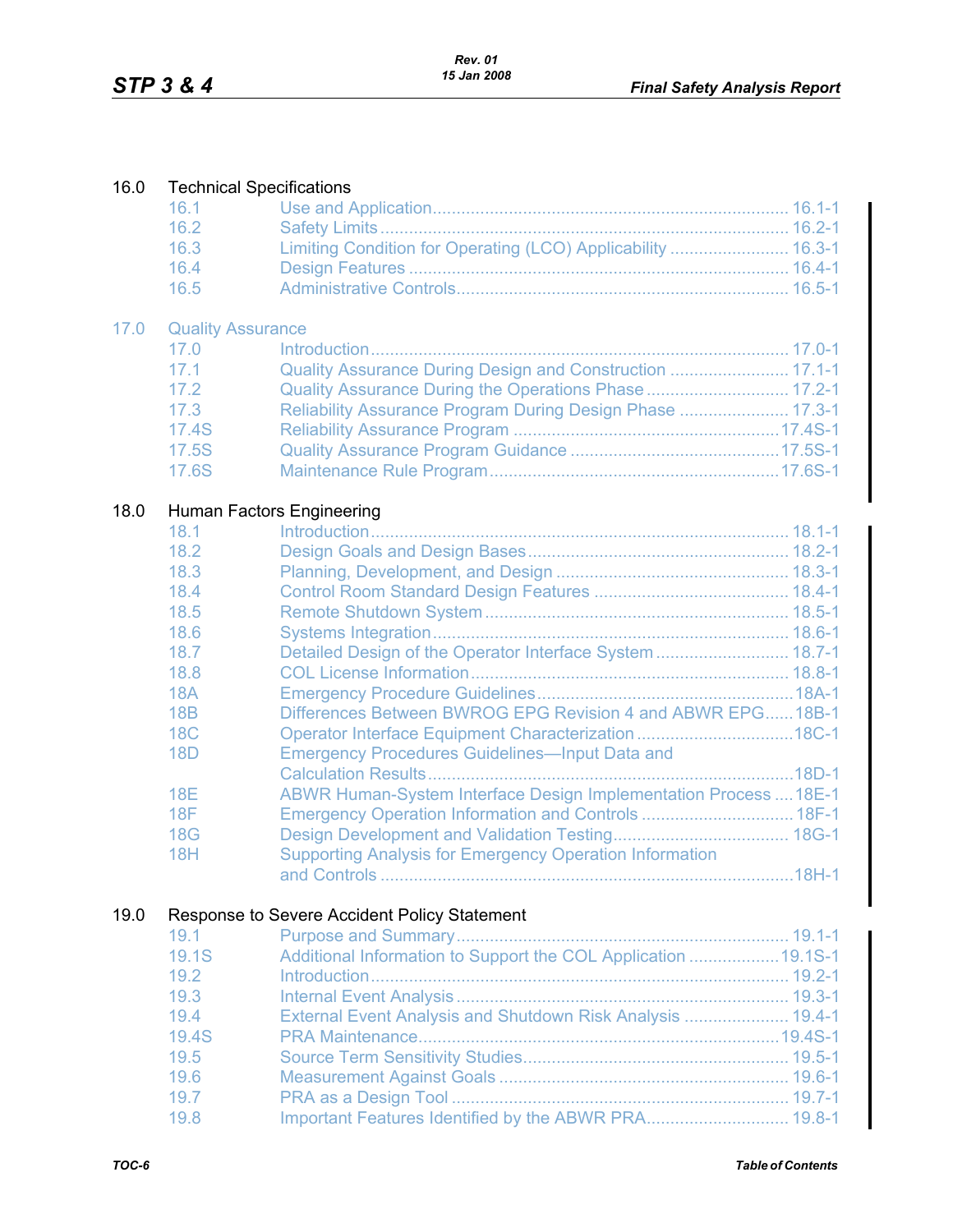16.0 Technical Specifications

| | | |
|---|---|---|
| 16.1 | Use and Application | 16.1-1 |
| 16.2 | Safety Limits | 16.2-1 |
| 16.3 | Limiting Condition for Operating (LCO) Applicability | 16.3-1 |
| 16.4 | Design Features | 16.4-1 |
| 16.5 | Administrative Controls | 16.5-1 |

17.0 Quality Assurance

| | | |
|---|---|---|
| 17.0 | Introduction | 17.0-1 |
| 17.1 | Quality Assurance During Design and Construction | 17.1-1 |
| 17.2 | Quality Assurance During the Operations Phase | 17.2-1 |
| 17.3 | Reliability Assurance Program During Design Phase | 17.3-1 |
| 17.4S | Reliability Assurance Program | 17.4S-1 |
| 17.5S | Quality Assurance Program Guidance | 17.5S-1 |
| 17.6S | Maintenance Rule Program | 17.6S-1 |

18.0 Human Factors Engineering

| | | |
|---|---|---|
| 18.1 | Introduction | 18.1-1 |
| 18.2 | Design Goals and Design Bases | 18.2-1 |
| 18.3 | Planning, Development, and Design | 18.3-1 |
| 18.4 | Control Room Standard Design Features | 18.4-1 |
| 18.5 | Remote Shutdown System | 18.5-1 |
| 18.6 | Systems Integration | 18.6-1 |
| 18.7 | Detailed Design of the Operator Interface System | 18.7-1 |
| 18.8 | COL License Information | 18.8-1 |
| 18A | Emergency Procedure Guidelines | 18A-1 |
| 18B | Differences Between BWROG EPG Revision 4 and ABWR EPG | 18B-1 |
| 18C | Operator Interface Equipment Characterization | 18C-1 |
| 18D | Emergency Procedures Guidelines—Input Data and Calculation Results | 18D-1 |
| 18E | ABWR Human-System Interface Design Implementation Process | 18E-1 |
| 18F | Emergency Operation Information and Controls | 18F-1 |
| 18G | Design Development and Validation Testing | 18G-1 |
| 18H | Supporting Analysis for Emergency Operation Information and Controls | 18H-1 |

19.0 Response to Severe Accident Policy Statement

| | | |
|---|---|---|
| 19.1 | Purpose and Summary | 19.1-1 |
| 19.1S | Additional Information to Support the COL Application | 19.1S-1 |
| 19.2 | Introduction | 19.2-1 |
| 19.3 | Internal Event Analysis | 19.3-1 |
| 19.4 | External Event Analysis and Shutdown Risk Analysis | 19.4-1 |
| 19.4S | PRA Maintenance | 19.4S-1 |
| 19.5 | Source Term Sensitivity Studies | 19.5-1 |
| 19.6 | Measurement Against Goals | 19.6-1 |
| 19.7 | PRA as a Design Tool | 19.7-1 |
| 19.8 | Important Features Identified by the ABWR PRA | 19.8-1 |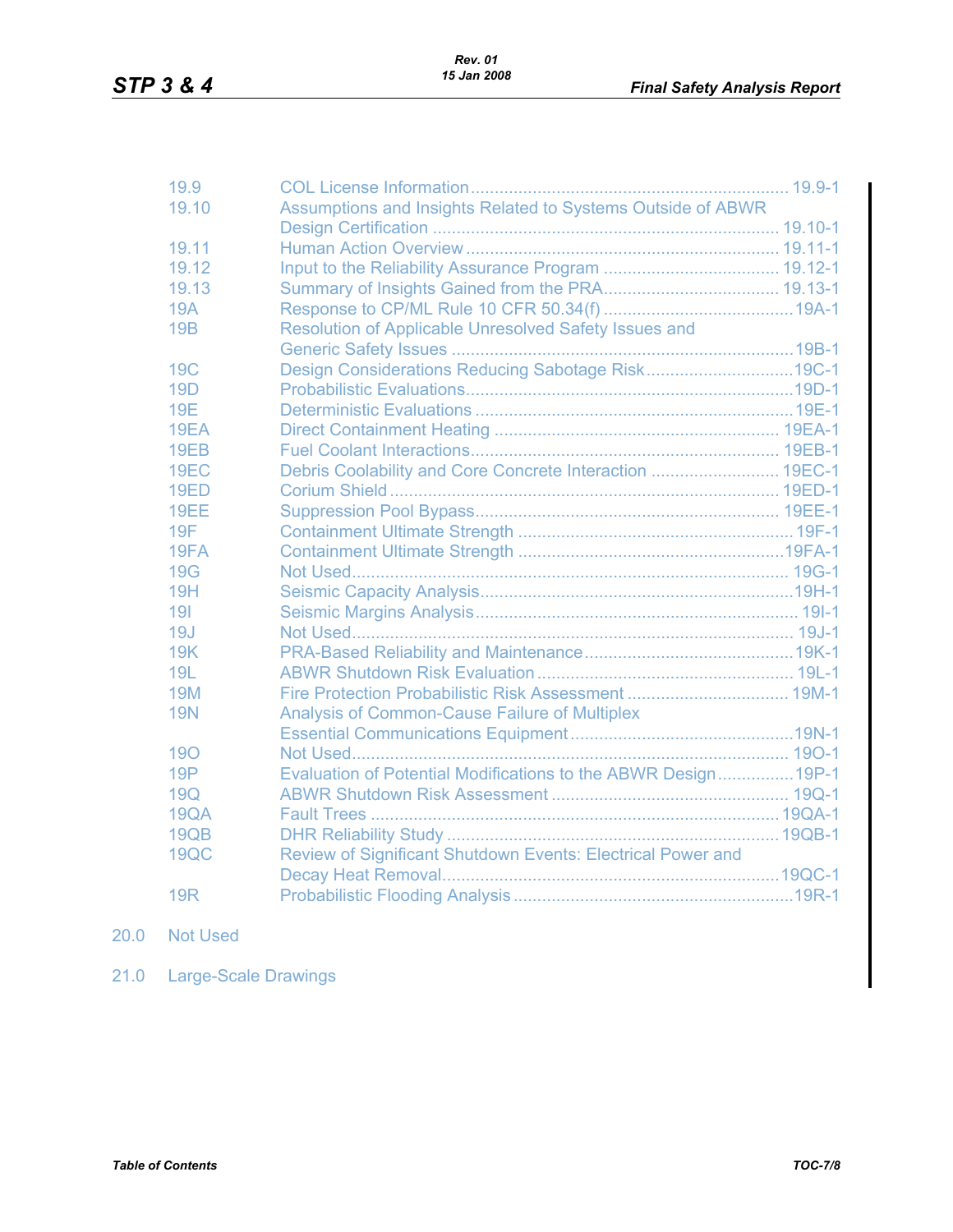| | | |
|---|---|---|
| 19.9 | COL License Information | 19.9-1 |
| 19.10 | Assumptions and Insights Related to Systems Outside of ABWR Design Certification | 19.10-1 |
| 19.11 | Human Action Overview | 19.11-1 |
| 19.12 | Input to the Reliability Assurance Program | 19.12-1 |
| 19.13 | Summary of Insights Gained from the PRA | 19.13-1 |
| 19A | Response to CP/ML Rule 10 CFR 50.34(f) | 19A-1 |
| 19B | Resolution of Applicable Unresolved Safety Issues and Generic Safety Issues | 19B-1 |
| 19C | Design Considerations Reducing Sabotage Risk | 19C-1 |
| 19D | Probabilistic Evaluations | 19D-1 |
| 19E | Deterministic Evaluations | 19E-1 |
| 19EA | Direct Containment Heating | 19EA-1 |
| 19EB | Fuel Coolant Interactions | 19EB-1 |
| 19EC | Debris Coolability and Core Concrete Interaction | 19EC-1 |
| 19ED | Corium Shield | 19ED-1 |
| 19EE | Suppression Pool Bypass | 19EE-1 |
| 19F | Containment Ultimate Strength | 19F-1 |
| 19FA | Containment Ultimate Strength | 19FA-1 |
| 19G | Not Used | 19G-1 |
| 19H | Seismic Capacity Analysis | 19H-1 |
| 19I | Seismic Margins Analysis | 19I-1 |
| 19J | Not Used | 19J-1 |
| 19K | PRA-Based Reliability and Maintenance | 19K-1 |
| 19L | ABWR Shutdown Risk Evaluation | 19L-1 |
| 19M | Fire Protection Probabilistic Risk Assessment | 19M-1 |
| 19N | Analysis of Common-Cause Failure of Multiplex Essential Communications Equipment | 19N-1 |
| 19O | Not Used | 19O-1 |
| 19P | Evaluation of Potential Modifications to the ABWR Design | 19P-1 |
| 19Q | ABWR Shutdown Risk Assessment | 19Q-1 |
| 19QA | Fault Trees | 19QA-1 |
| 19QB | DHR Reliability Study | 19QB-1 |
| 19QC | Review of Significant Shutdown Events: Electrical Power and Decay Heat Removal | 19QC-1 |
| 19R | Probabilistic Flooding Analysis | 19R-1 |

20.0 Not Used

21.0 Large-Scale Drawings